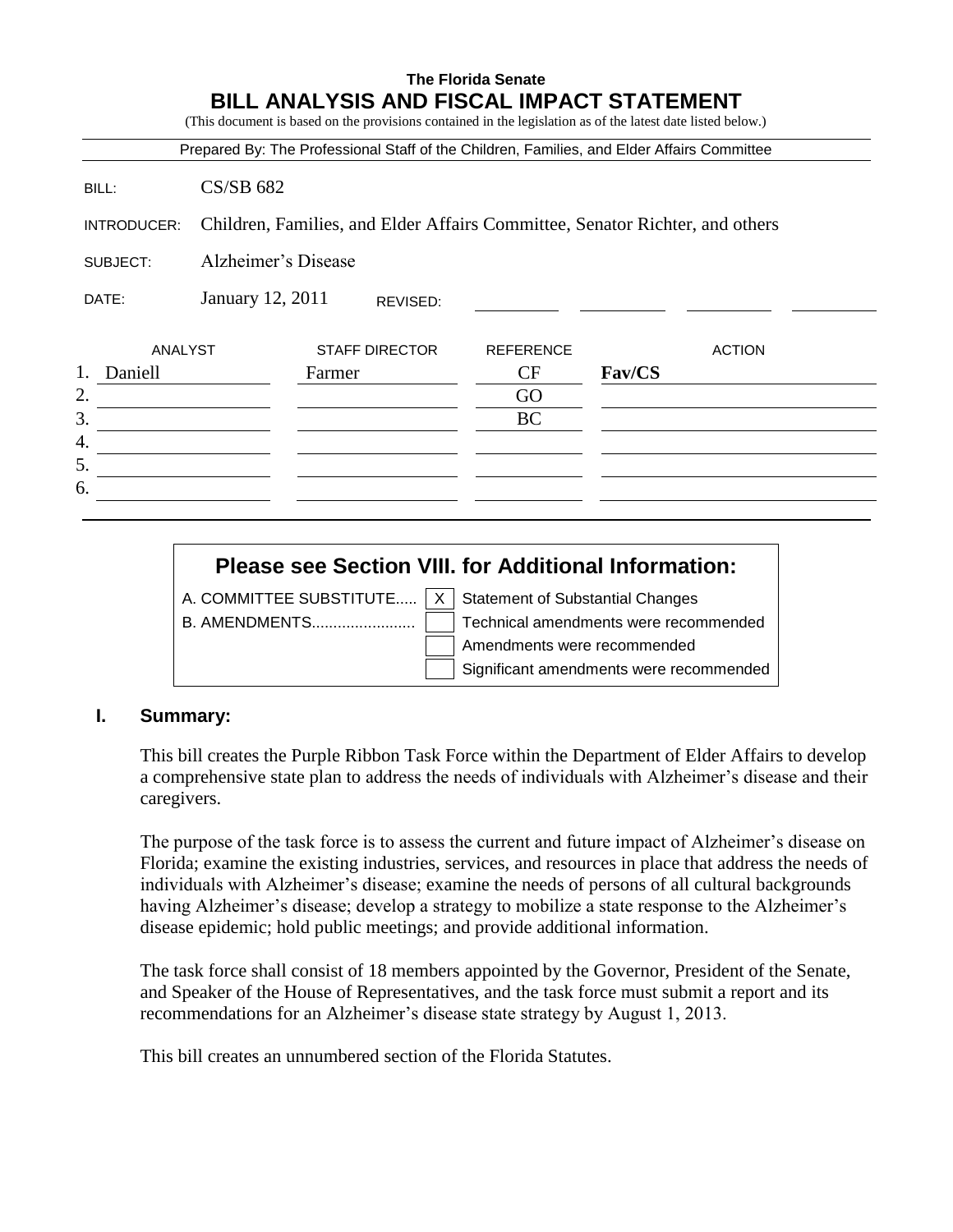**The Florida Senate**

# BILL ANALYSIS AND FISCAL IMPACT STATEMENT

(This document is based on the provisions contained in the legislation as of the latest date listed below.)

Prepared By: The Professional Staff of the Children, Families, and Elder Affairs Committee

BILL: CS/SB 682

INTRODUCER: Children, Families, and Elder Affairs Committee, Senator Richter, and others

SUBJECT: Alzheimer's Disease

DATE: January 12, 2011 REVISED:

| | ANALYST | STAFF DIRECTOR | REFERENCE | ACTION |
|---|---|---|---|---|
| 1. | Daniell | Farmer | CF | **Fav/CS** |
| 2. | | | GO | |
| 3. | | | BC | |
| 4. | | | | |
| 5. | | | | |
| 6. | | | | |

**Please see Section VIII. for Additional Information:**

A. COMMITTEE SUBSTITUTE..... [X] Statement of Substantial Changes

B. AMENDMENTS........................ [ ] Technical amendments were recommended

[ ] Amendments were recommended

[ ] Significant amendments were recommended

## I. Summary:

This bill creates the Purple Ribbon Task Force within the Department of Elder Affairs to develop a comprehensive state plan to address the needs of individuals with Alzheimer's disease and their caregivers.

The purpose of the task force is to assess the current and future impact of Alzheimer's disease on Florida; examine the existing industries, services, and resources in place that address the needs of individuals with Alzheimer's disease; examine the needs of persons of all cultural backgrounds having Alzheimer's disease; develop a strategy to mobilize a state response to the Alzheimer's disease epidemic; hold public meetings; and provide additional information.

The task force shall consist of 18 members appointed by the Governor, President of the Senate, and Speaker of the House of Representatives, and the task force must submit a report and its recommendations for an Alzheimer's disease state strategy by August 1, 2013.

This bill creates an unnumbered section of the Florida Statutes.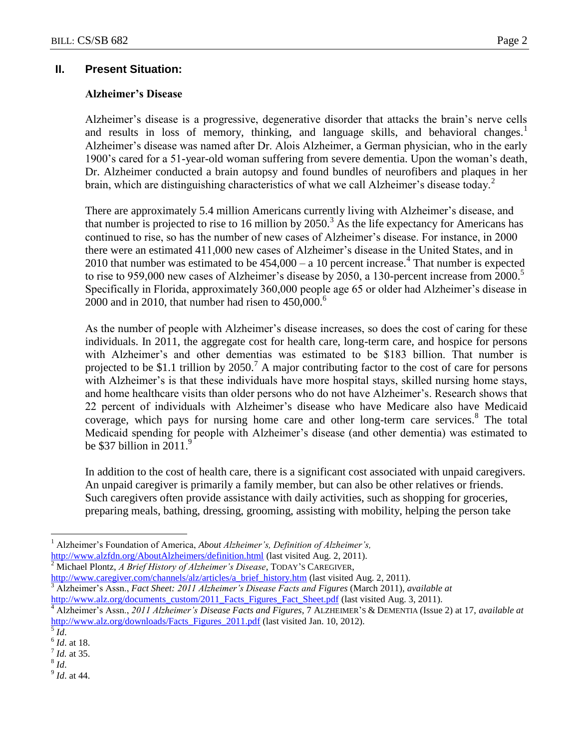## II. Present Situation:

### Alzheimer's Disease

Alzheimer's disease is a progressive, degenerative disorder that attacks the brain's nerve cells and results in loss of memory, thinking, and language skills, and behavioral changes.[1] Alzheimer's disease was named after Dr. Alois Alzheimer, a German physician, who in the early 1900's cared for a 51-year-old woman suffering from severe dementia. Upon the woman's death, Dr. Alzheimer conducted a brain autopsy and found bundles of neurofibers and plaques in her brain, which are distinguishing characteristics of what we call Alzheimer's disease today.[2]

There are approximately 5.4 million Americans currently living with Alzheimer's disease, and that number is projected to rise to 16 million by 2050.[3] As the life expectancy for Americans has continued to rise, so has the number of new cases of Alzheimer's disease. For instance, in 2000 there were an estimated 411,000 new cases of Alzheimer's disease in the United States, and in 2010 that number was estimated to be 454,000 – a 10 percent increase.[4] That number is expected to rise to 959,000 new cases of Alzheimer's disease by 2050, a 130-percent increase from 2000.[5] Specifically in Florida, approximately 360,000 people age 65 or older had Alzheimer's disease in 2000 and in 2010, that number had risen to 450,000.[6]

As the number of people with Alzheimer's disease increases, so does the cost of caring for these individuals. In 2011, the aggregate cost for health care, long-term care, and hospice for persons with Alzheimer's and other dementias was estimated to be $183 billion. That number is projected to be $1.1 trillion by 2050.[7] A major contributing factor to the cost of care for persons with Alzheimer's is that these individuals have more hospital stays, skilled nursing home stays, and home healthcare visits than older persons who do not have Alzheimer's. Research shows that 22 percent of individuals with Alzheimer's disease who have Medicare also have Medicaid coverage, which pays for nursing home care and other long-term care services.[8] The total Medicaid spending for people with Alzheimer's disease (and other dementia) was estimated to be $37 billion in 2011.[9]

In addition to the cost of health care, there is a significant cost associated with unpaid caregivers. An unpaid caregiver is primarily a family member, but can also be other relatives or friends. Such caregivers often provide assistance with daily activities, such as shopping for groceries, preparing meals, bathing, dressing, grooming, assisting with mobility, helping the person take

---

[1] Alzheimer's Foundation of America, *About Alzheimer's, Definition of Alzheimer's,* http://www.alzfdn.org/AboutAlzheimers/definition.html (last visited Aug. 2, 2011).

[2] Michael Plontz, *A Brief History of Alzheimer's Disease*, TODAY'S CAREGIVER, http://www.caregiver.com/channels/alz/articles/a_brief_history.htm (last visited Aug. 2, 2011).

[3] Alzheimer's Assn., *Fact Sheet: 2011 Alzheimer's Disease Facts and Figures* (March 2011), *available at* http://www.alz.org/documents_custom/2011_Facts_Figures_Fact_Sheet.pdf (last visited Aug. 3, 2011).

[4] Alzheimer's Assn., *2011 Alzheimer's Disease Facts and Figures*, 7 ALZHEIMER'S & DEMENTIA (Issue 2) at 17, *available at* http://www.alz.org/downloads/Facts_Figures_2011.pdf (last visited Jan. 10, 2012).

[5] *Id.*

[6] *Id.* at 18.

[7] *Id.* at 35.

[8] *Id.*

[9] *Id.* at 44.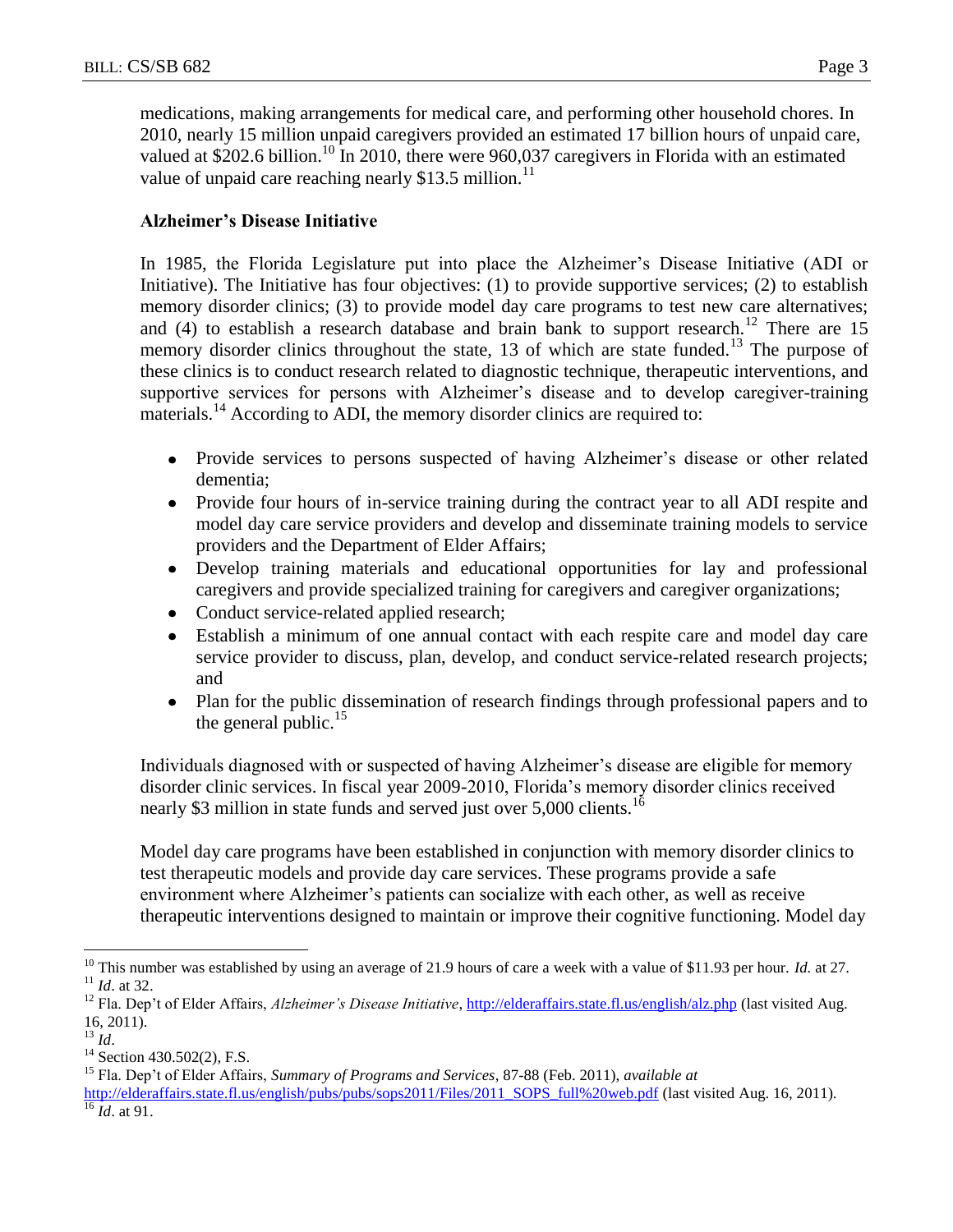medications, making arrangements for medical care, and performing other household chores. In 2010, nearly 15 million unpaid caregivers provided an estimated 17 billion hours of unpaid care, valued at $202.6 billion.[10] In 2010, there were 960,037 caregivers in Florida with an estimated value of unpaid care reaching nearly $13.5 million.[11]

**Alzheimer's Disease Initiative**

In 1985, the Florida Legislature put into place the Alzheimer's Disease Initiative (ADI or Initiative). The Initiative has four objectives: (1) to provide supportive services; (2) to establish memory disorder clinics; (3) to provide model day care programs to test new care alternatives; and (4) to establish a research database and brain bank to support research.[12] There are 15 memory disorder clinics throughout the state, 13 of which are state funded.[13] The purpose of these clinics is to conduct research related to diagnostic technique, therapeutic interventions, and supportive services for persons with Alzheimer's disease and to develop caregiver-training materials.[14] According to ADI, the memory disorder clinics are required to:

- Provide services to persons suspected of having Alzheimer's disease or other related dementia;
- Provide four hours of in-service training during the contract year to all ADI respite and model day care service providers and develop and disseminate training models to service providers and the Department of Elder Affairs;
- Develop training materials and educational opportunities for lay and professional caregivers and provide specialized training for caregivers and caregiver organizations;
- Conduct service-related applied research;
- Establish a minimum of one annual contact with each respite care and model day care service provider to discuss, plan, develop, and conduct service-related research projects; and
- Plan for the public dissemination of research findings through professional papers and to the general public.[15]

Individuals diagnosed with or suspected of having Alzheimer's disease are eligible for memory disorder clinic services. In fiscal year 2009-2010, Florida's memory disorder clinics received nearly $3 million in state funds and served just over 5,000 clients.[16]

Model day care programs have been established in conjunction with memory disorder clinics to test therapeutic models and provide day care services. These programs provide a safe environment where Alzheimer's patients can socialize with each other, as well as receive therapeutic interventions designed to maintain or improve their cognitive functioning. Model day

---

[10] This number was established by using an average of 21.9 hours of care a week with a value of $11.93 per hour. *Id.* at 27.

[11] *Id*. at 32.

[12] Fla. Dep't of Elder Affairs, *Alzheimer's Disease Initiative*, http://elderaffairs.state.fl.us/english/alz.php (last visited Aug. 16, 2011).

[13] *Id*.

[14] Section 430.502(2), F.S.

[15] Fla. Dep't of Elder Affairs, *Summary of Programs and Services*, 87-88 (Feb. 2011), *available at* http://elderaffairs.state.fl.us/english/pubs/pubs/sops2011/Files/2011_SOPS_full%20web.pdf (last visited Aug. 16, 2011).

[16] *Id*. at 91.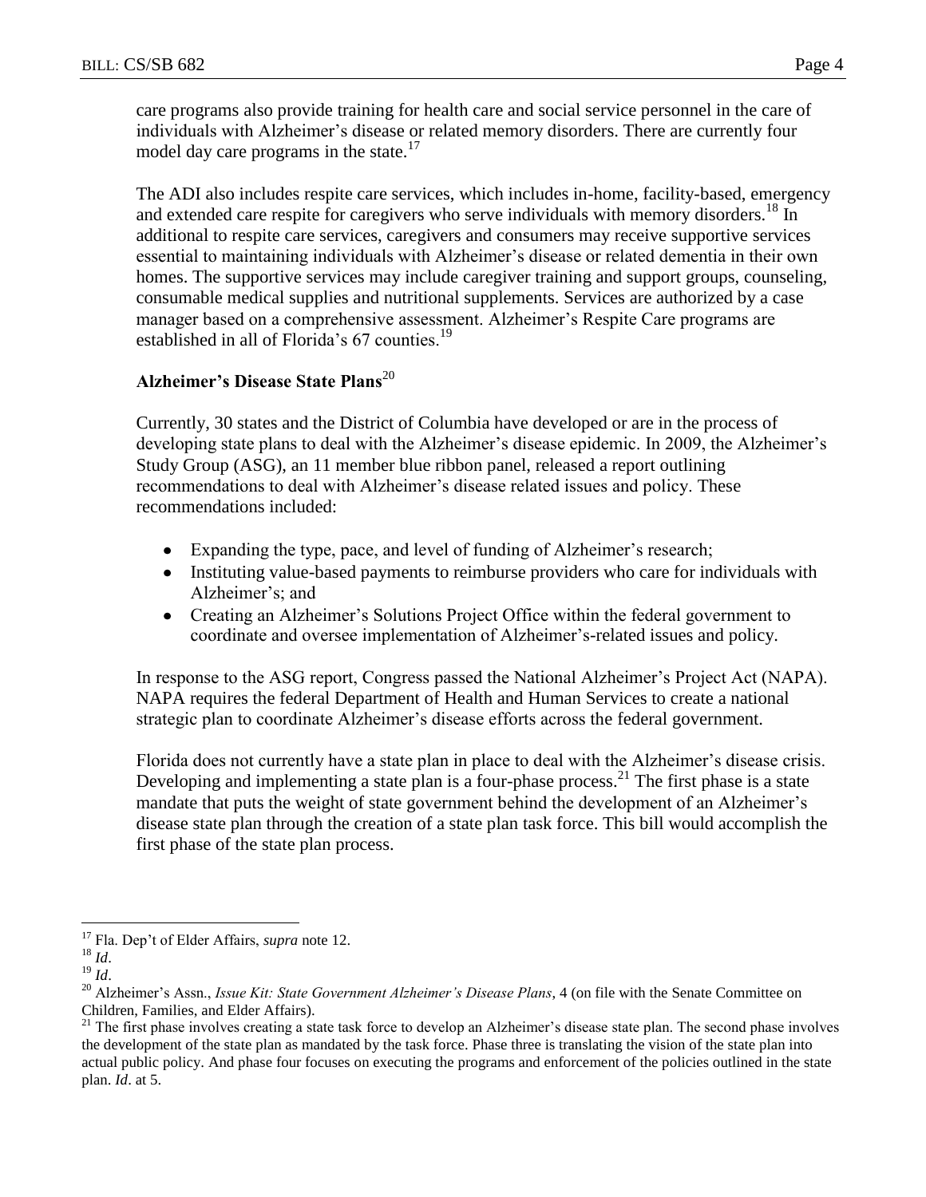care programs also provide training for health care and social service personnel in the care of individuals with Alzheimer's disease or related memory disorders. There are currently four model day care programs in the state.[17]

The ADI also includes respite care services, which includes in-home, facility-based, emergency and extended care respite for caregivers who serve individuals with memory disorders.[18] In additional to respite care services, caregivers and consumers may receive supportive services essential to maintaining individuals with Alzheimer's disease or related dementia in their own homes. The supportive services may include caregiver training and support groups, counseling, consumable medical supplies and nutritional supplements. Services are authorized by a case manager based on a comprehensive assessment. Alzheimer's Respite Care programs are established in all of Florida's 67 counties.[19]

**Alzheimer's Disease State Plans**[20]

Currently, 30 states and the District of Columbia have developed or are in the process of developing state plans to deal with the Alzheimer's disease epidemic. In 2009, the Alzheimer's Study Group (ASG), an 11 member blue ribbon panel, released a report outlining recommendations to deal with Alzheimer's disease related issues and policy. These recommendations included:

- Expanding the type, pace, and level of funding of Alzheimer's research;
- Instituting value-based payments to reimburse providers who care for individuals with Alzheimer's; and
- Creating an Alzheimer's Solutions Project Office within the federal government to coordinate and oversee implementation of Alzheimer's-related issues and policy.

In response to the ASG report, Congress passed the National Alzheimer's Project Act (NAPA). NAPA requires the federal Department of Health and Human Services to create a national strategic plan to coordinate Alzheimer's disease efforts across the federal government.

Florida does not currently have a state plan in place to deal with the Alzheimer's disease crisis. Developing and implementing a state plan is a four-phase process.[21] The first phase is a state mandate that puts the weight of state government behind the development of an Alzheimer's disease state plan through the creation of a state plan task force. This bill would accomplish the first phase of the state plan process.

---

[17] Fla. Dep't of Elder Affairs, *supra* note 12.

[18] *Id*.

[19] *Id*.

[20] Alzheimer's Assn., *Issue Kit: State Government Alzheimer's Disease Plans*, 4 (on file with the Senate Committee on Children, Families, and Elder Affairs).

[21] The first phase involves creating a state task force to develop an Alzheimer's disease state plan. The second phase involves the development of the state plan as mandated by the task force. Phase three is translating the vision of the state plan into actual public policy. And phase four focuses on executing the programs and enforcement of the policies outlined in the state plan. *Id*. at 5.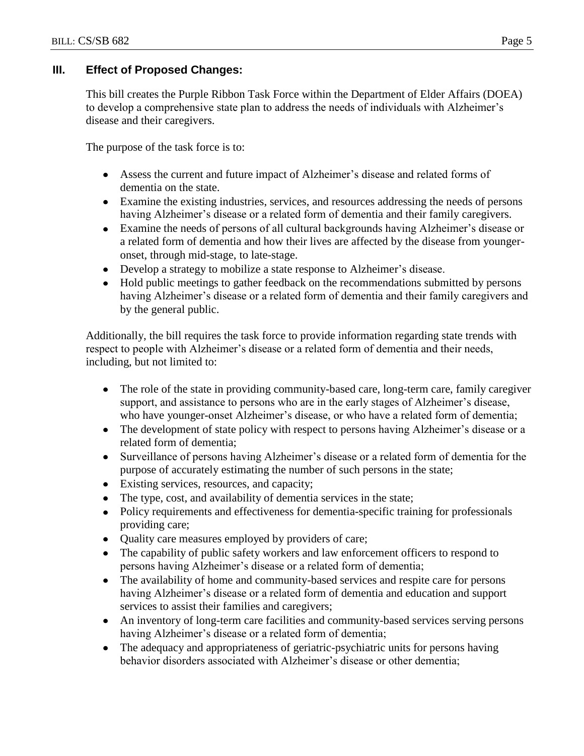## III. Effect of Proposed Changes:

This bill creates the Purple Ribbon Task Force within the Department of Elder Affairs (DOEA) to develop a comprehensive state plan to address the needs of individuals with Alzheimer's disease and their caregivers.

The purpose of the task force is to:

- Assess the current and future impact of Alzheimer's disease and related forms of dementia on the state.
- Examine the existing industries, services, and resources addressing the needs of persons having Alzheimer's disease or a related form of dementia and their family caregivers.
- Examine the needs of persons of all cultural backgrounds having Alzheimer's disease or a related form of dementia and how their lives are affected by the disease from younger-onset, through mid-stage, to late-stage.
- Develop a strategy to mobilize a state response to Alzheimer's disease.
- Hold public meetings to gather feedback on the recommendations submitted by persons having Alzheimer's disease or a related form of dementia and their family caregivers and by the general public.

Additionally, the bill requires the task force to provide information regarding state trends with respect to people with Alzheimer's disease or a related form of dementia and their needs, including, but not limited to:

- The role of the state in providing community-based care, long-term care, family caregiver support, and assistance to persons who are in the early stages of Alzheimer's disease, who have younger-onset Alzheimer's disease, or who have a related form of dementia;
- The development of state policy with respect to persons having Alzheimer's disease or a related form of dementia;
- Surveillance of persons having Alzheimer's disease or a related form of dementia for the purpose of accurately estimating the number of such persons in the state;
- Existing services, resources, and capacity;
- The type, cost, and availability of dementia services in the state;
- Policy requirements and effectiveness for dementia-specific training for professionals providing care;
- Quality care measures employed by providers of care;
- The capability of public safety workers and law enforcement officers to respond to persons having Alzheimer's disease or a related form of dementia;
- The availability of home and community-based services and respite care for persons having Alzheimer's disease or a related form of dementia and education and support services to assist their families and caregivers;
- An inventory of long-term care facilities and community-based services serving persons having Alzheimer's disease or a related form of dementia;
- The adequacy and appropriateness of geriatric-psychiatric units for persons having behavior disorders associated with Alzheimer's disease or other dementia;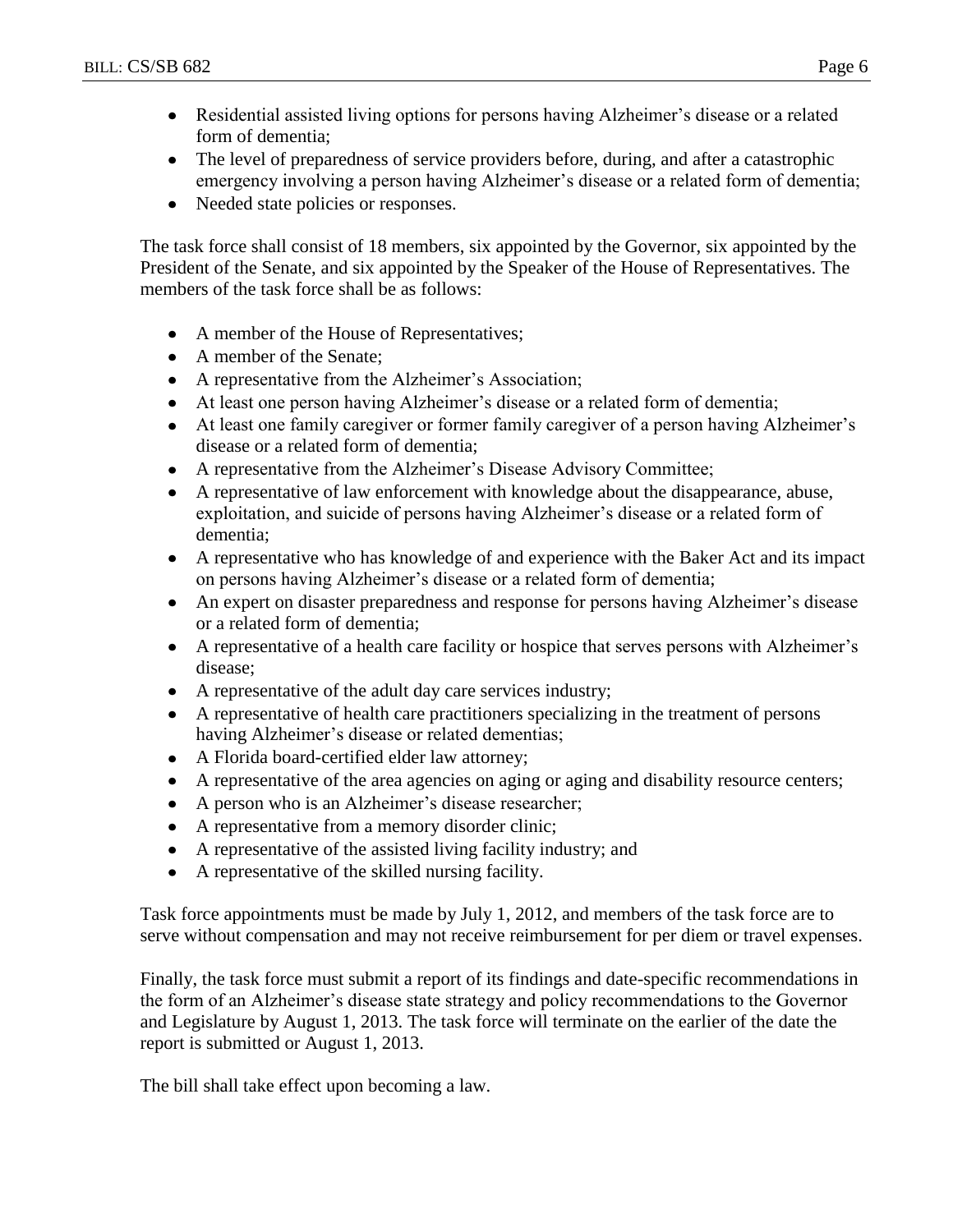- Residential assisted living options for persons having Alzheimer's disease or a related form of dementia;
- The level of preparedness of service providers before, during, and after a catastrophic emergency involving a person having Alzheimer's disease or a related form of dementia;
- Needed state policies or responses.

The task force shall consist of 18 members, six appointed by the Governor, six appointed by the President of the Senate, and six appointed by the Speaker of the House of Representatives. The members of the task force shall be as follows:

- A member of the House of Representatives;
- A member of the Senate;
- A representative from the Alzheimer's Association;
- At least one person having Alzheimer's disease or a related form of dementia;
- At least one family caregiver or former family caregiver of a person having Alzheimer's disease or a related form of dementia;
- A representative from the Alzheimer's Disease Advisory Committee;
- A representative of law enforcement with knowledge about the disappearance, abuse, exploitation, and suicide of persons having Alzheimer's disease or a related form of dementia;
- A representative who has knowledge of and experience with the Baker Act and its impact on persons having Alzheimer's disease or a related form of dementia;
- An expert on disaster preparedness and response for persons having Alzheimer's disease or a related form of dementia;
- A representative of a health care facility or hospice that serves persons with Alzheimer's disease;
- A representative of the adult day care services industry;
- A representative of health care practitioners specializing in the treatment of persons having Alzheimer's disease or related dementias;
- A Florida board-certified elder law attorney;
- A representative of the area agencies on aging or aging and disability resource centers;
- A person who is an Alzheimer's disease researcher;
- A representative from a memory disorder clinic;
- A representative of the assisted living facility industry; and
- A representative of the skilled nursing facility.

Task force appointments must be made by July 1, 2012, and members of the task force are to serve without compensation and may not receive reimbursement for per diem or travel expenses.

Finally, the task force must submit a report of its findings and date-specific recommendations in the form of an Alzheimer's disease state strategy and policy recommendations to the Governor and Legislature by August 1, 2013. The task force will terminate on the earlier of the date the report is submitted or August 1, 2013.

The bill shall take effect upon becoming a law.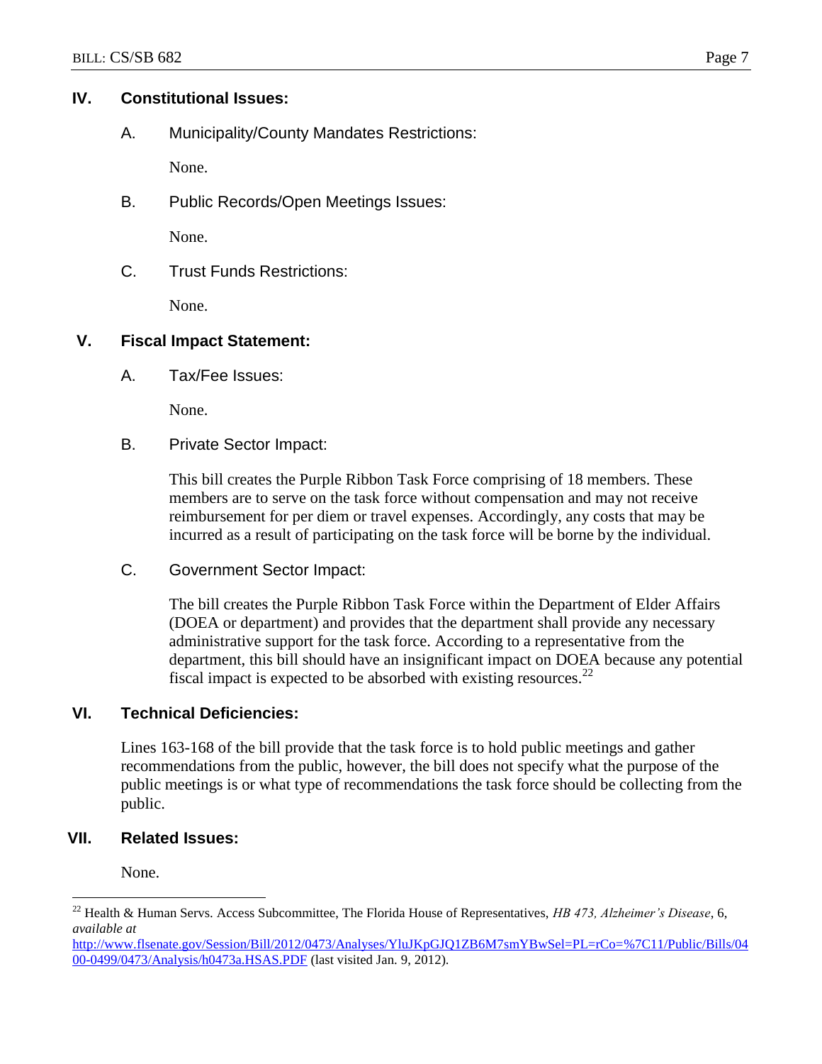## IV. Constitutional Issues:

### A. Municipality/County Mandates Restrictions:

None.

### B. Public Records/Open Meetings Issues:

None.

### C. Trust Funds Restrictions:

None.

## V. Fiscal Impact Statement:

### A. Tax/Fee Issues:

None.

### B. Private Sector Impact:

This bill creates the Purple Ribbon Task Force comprising of 18 members. These members are to serve on the task force without compensation and may not receive reimbursement for per diem or travel expenses. Accordingly, any costs that may be incurred as a result of participating on the task force will be borne by the individual.

### C. Government Sector Impact:

The bill creates the Purple Ribbon Task Force within the Department of Elder Affairs (DOEA or department) and provides that the department shall provide any necessary administrative support for the task force. According to a representative from the department, this bill should have an insignificant impact on DOEA because any potential fiscal impact is expected to be absorbed with existing resources.[22]

## VI. Technical Deficiencies:

Lines 163-168 of the bill provide that the task force is to hold public meetings and gather recommendations from the public, however, the bill does not specify what the purpose of the public meetings is or what type of recommendations the task force should be collecting from the public.

## VII. Related Issues:

None.

---

[22] Health & Human Servs. Access Subcommittee, The Florida House of Representatives, *HB 473, Alzheimer's Disease*, 6, *available at* http://www.flsenate.gov/Session/Bill/2012/0473/Analyses/YluJKpGJQ1ZB6M7smYBwSel=PL=rCo=%7C11/Public/Bills/0400-0499/0473/Analysis/h0473a.HSAS.PDF (last visited Jan. 9, 2012).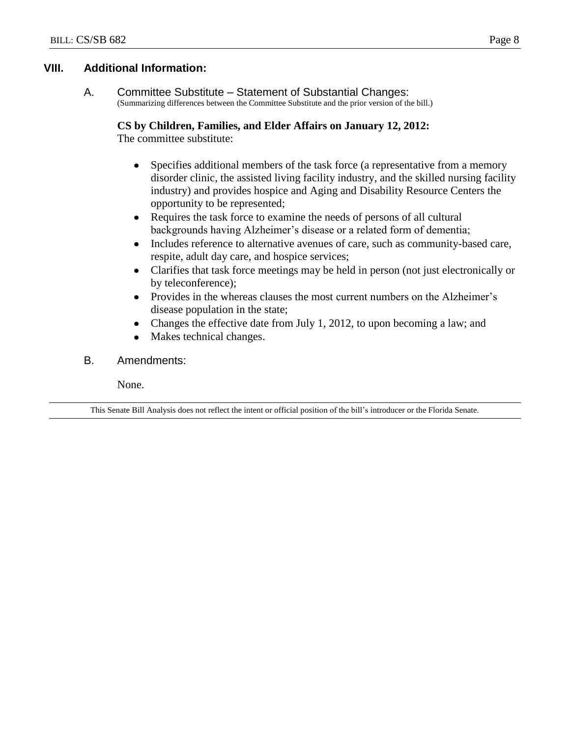## VIII. Additional Information:

A. Committee Substitute – Statement of Substantial Changes:
(Summarizing differences between the Committee Substitute and the prior version of the bill.)

**CS by Children, Families, and Elder Affairs on January 12, 2012:**
The committee substitute:

- Specifies additional members of the task force (a representative from a memory disorder clinic, the assisted living facility industry, and the skilled nursing facility industry) and provides hospice and Aging and Disability Resource Centers the opportunity to be represented;
- Requires the task force to examine the needs of persons of all cultural backgrounds having Alzheimer's disease or a related form of dementia;
- Includes reference to alternative avenues of care, such as community-based care, respite, adult day care, and hospice services;
- Clarifies that task force meetings may be held in person (not just electronically or by teleconference);
- Provides in the whereas clauses the most current numbers on the Alzheimer's disease population in the state;
- Changes the effective date from July 1, 2012, to upon becoming a law; and
- Makes technical changes.

B. Amendments:

None.

This Senate Bill Analysis does not reflect the intent or official position of the bill's introducer or the Florida Senate.